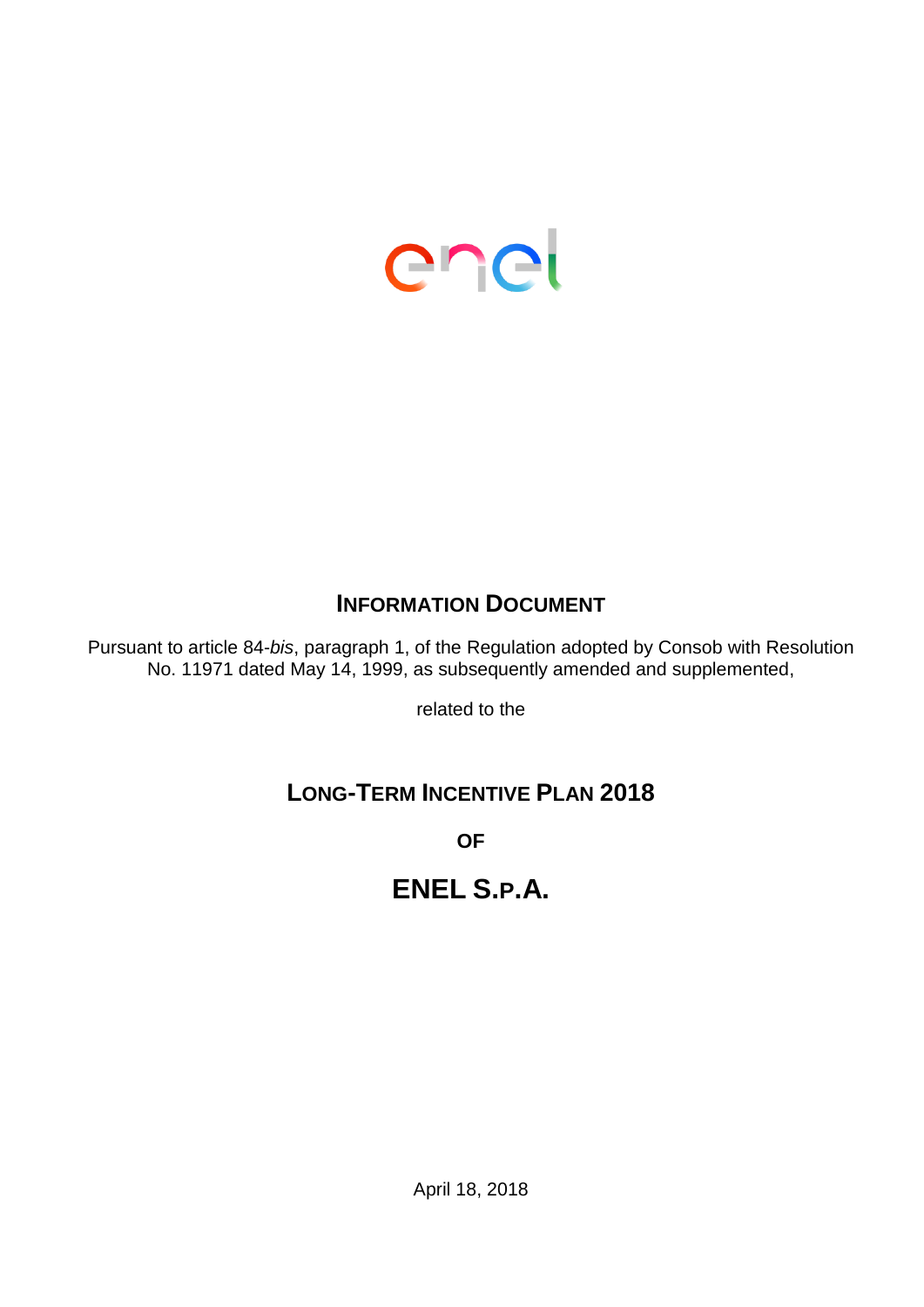# INFORMATION DOCUMENT

Pursuant to article 84-*bis*, paragraph 1, of the Regulation adopted by Consob with Resolution No. 11971 dated May 14, 1999, as subsequently amended and supplemented,

related to the

## LONG-TERM INCENTIVE PLAN 2018

**OF**

## ENEL S.P.A.

April 18, 2018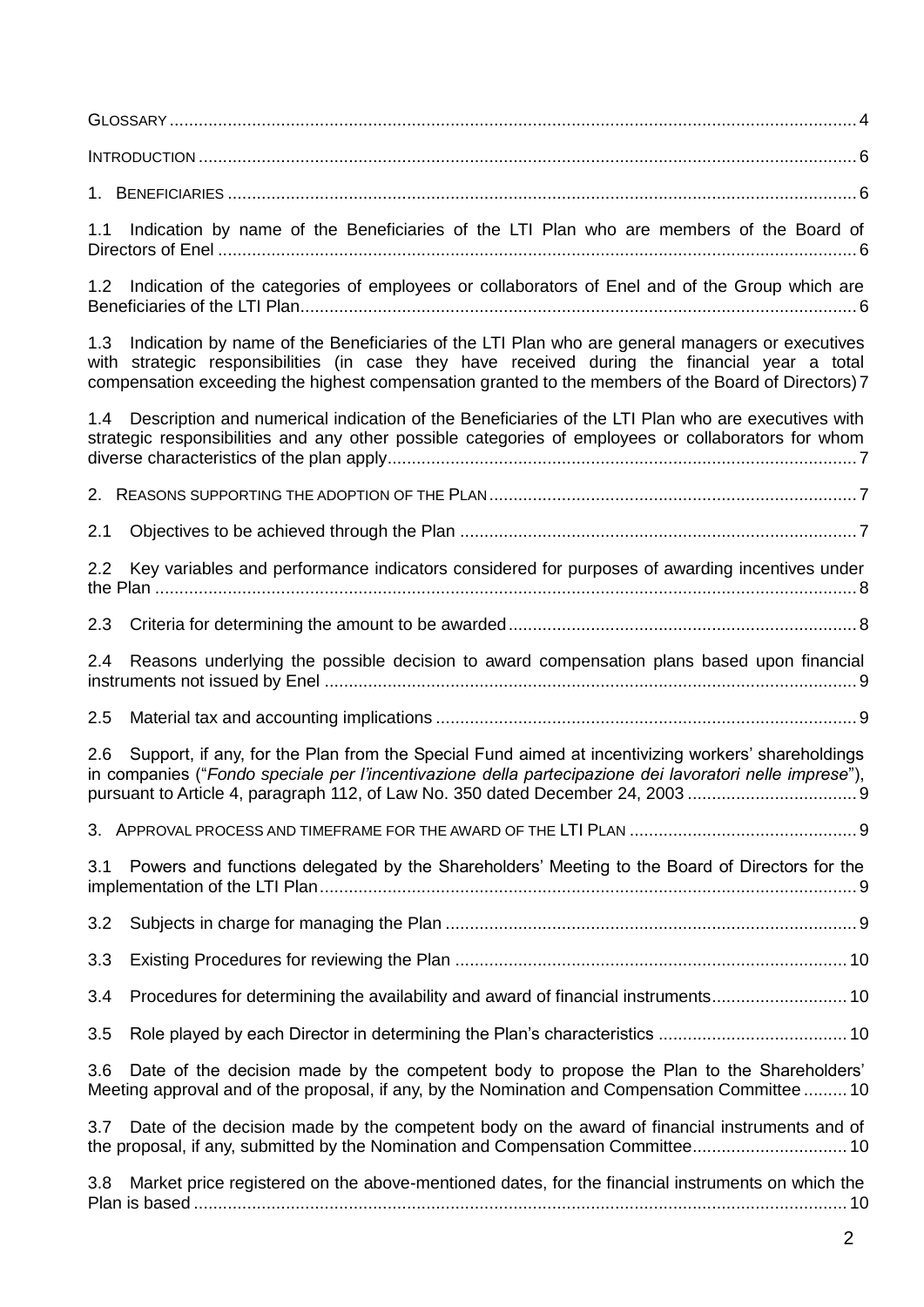GLOSSARY ..... 4

INTRODUCTION ..... 6

1. BENEFICIARIES ..... 6

1.1 Indication by name of the Beneficiaries of the LTI Plan who are members of the Board of Directors of Enel ..... 6

1.2 Indication of the categories of employees or collaborators of Enel and of the Group which are Beneficiaries of the LTI Plan ..... 6

1.3 Indication by name of the Beneficiaries of the LTI Plan who are general managers or executives with strategic responsibilities (in case they have received during the financial year a total compensation exceeding the highest compensation granted to the members of the Board of Directors) 7

1.4 Description and numerical indication of the Beneficiaries of the LTI Plan who are executives with strategic responsibilities and any other possible categories of employees or collaborators for whom diverse characteristics of the plan apply ..... 7

2. REASONS SUPPORTING THE ADOPTION OF THE PLAN ..... 7

2.1 Objectives to be achieved through the Plan ..... 7

2.2 Key variables and performance indicators considered for purposes of awarding incentives under the Plan ..... 8

2.3 Criteria for determining the amount to be awarded ..... 8

2.4 Reasons underlying the possible decision to award compensation plans based upon financial instruments not issued by Enel ..... 9

2.5 Material tax and accounting implications ..... 9

2.6 Support, if any, for the Plan from the Special Fund aimed at incentivizing workers' shareholdings in companies ("*Fondo speciale per l'incentivazione della partecipazione dei lavoratori nelle imprese*"), pursuant to Article 4, paragraph 112, of Law No. 350 dated December 24, 2003 ..... 9

3. APPROVAL PROCESS AND TIMEFRAME FOR THE AWARD OF THE LTI PLAN ..... 9

3.1 Powers and functions delegated by the Shareholders' Meeting to the Board of Directors for the implementation of the LTI Plan ..... 9

3.2 Subjects in charge for managing the Plan ..... 9

3.3 Existing Procedures for reviewing the Plan ..... 10

3.4 Procedures for determining the availability and award of financial instruments ..... 10

3.5 Role played by each Director in determining the Plan's characteristics ..... 10

3.6 Date of the decision made by the competent body to propose the Plan to the Shareholders' Meeting approval and of the proposal, if any, by the Nomination and Compensation Committee ..... 10

3.7 Date of the decision made by the competent body on the award of financial instruments and of the proposal, if any, submitted by the Nomination and Compensation Committee ..... 10

3.8 Market price registered on the above-mentioned dates, for the financial instruments on which the Plan is based ..... 10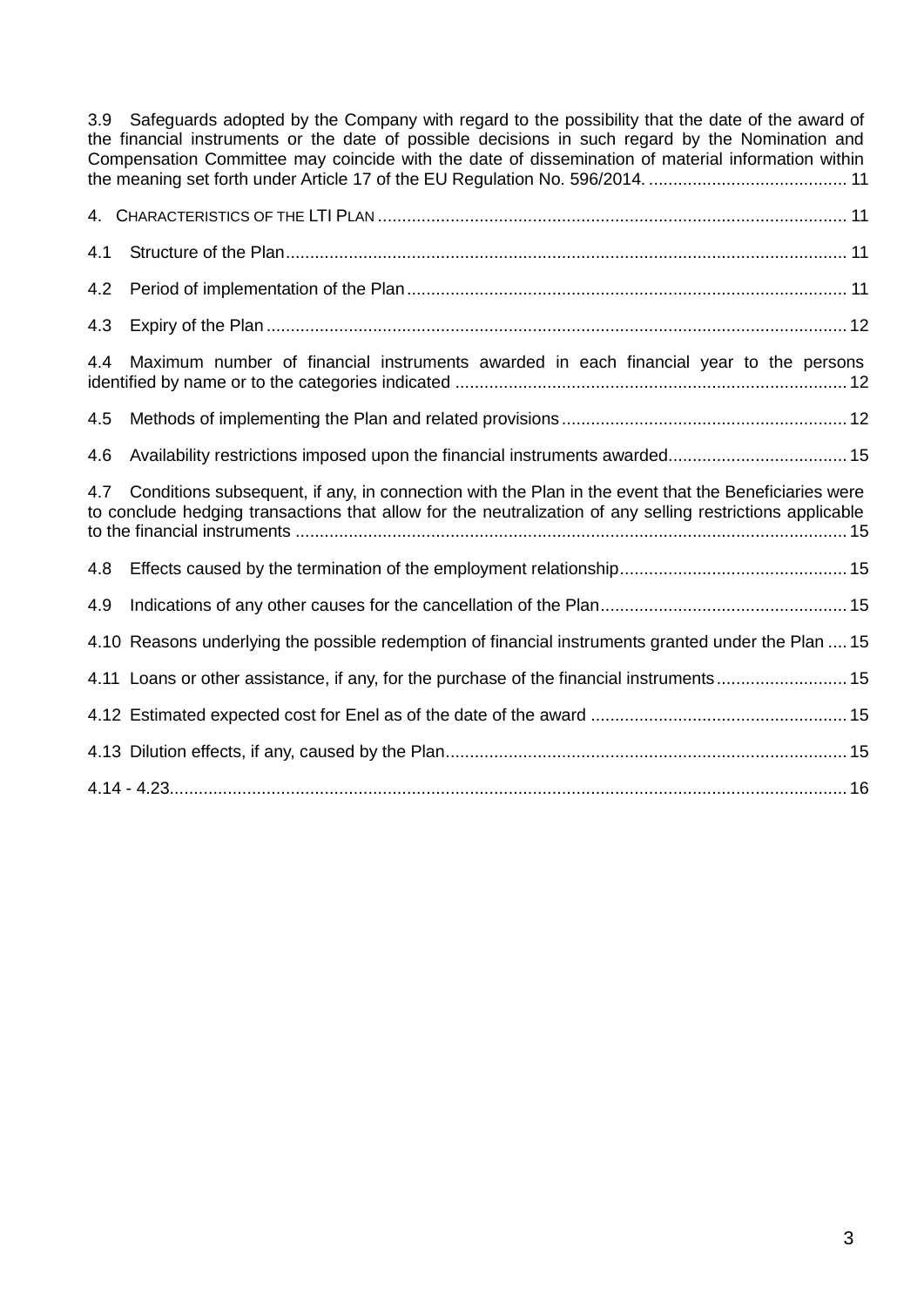3.9 Safeguards adopted by the Company with regard to the possibility that the date of the award of the financial instruments or the date of possible decisions in such regard by the Nomination and Compensation Committee may coincide with the date of dissemination of material information within the meaning set forth under Article 17 of the EU Regulation No. 596/2014. .......................................... 11

4. CHARACTERISTICS OF THE LTI PLAN ................................................................................................ 11

4.1 Structure of the Plan.................................................................................................................... 11

4.2 Period of implementation of the Plan.......................................................................................... 11

4.3 Expiry of the Plan ........................................................................................................................ 12

4.4 Maximum number of financial instruments awarded in each financial year to the persons identified by name or to the categories indicated ................................................................................. 12

4.5 Methods of implementing the Plan and related provisions........................................................... 12

4.6 Availability restrictions imposed upon the financial instruments awarded..................................... 15

4.7 Conditions subsequent, if any, in connection with the Plan in the event that the Beneficiaries were to conclude hedging transactions that allow for the neutralization of any selling restrictions applicable to the financial instruments .................................................................................................................. 15

4.8 Effects caused by the termination of the employment relationship................................................ 15

4.9 Indications of any other causes for the cancellation of the Plan.................................................... 15

4.10 Reasons underlying the possible redemption of financial instruments granted under the Plan .... 15

4.11 Loans or other assistance, if any, for the purchase of the financial instruments........................... 15

4.12 Estimated expected cost for Enel as of the date of the award ...................................................... 15

4.13 Dilution effects, if any, caused by the Plan.................................................................................... 15

4.14 - 4.23............................................................................................................................................. 16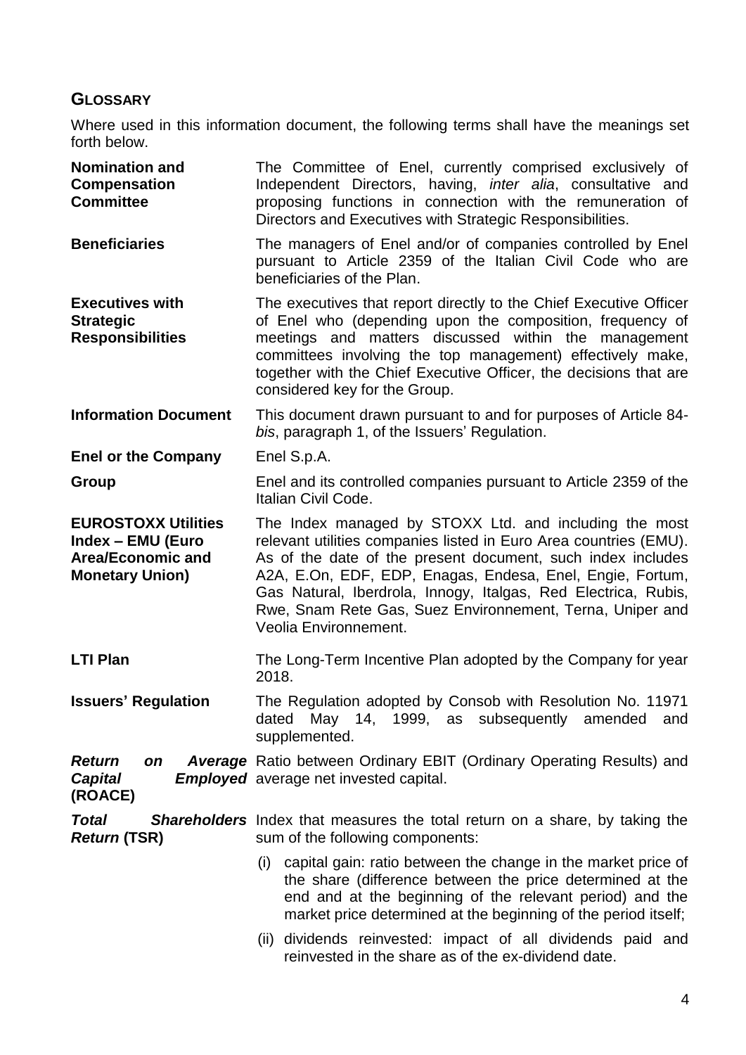## GLOSSARY

Where used in this information document, the following terms shall have the meanings set forth below.

| | |
|---|---|
| **Nomination and Compensation Committee** | The Committee of Enel, currently comprised exclusively of Independent Directors, having, *inter alia*, consultative and proposing functions in connection with the remuneration of Directors and Executives with Strategic Responsibilities. |
| **Beneficiaries** | The managers of Enel and/or of companies controlled by Enel pursuant to Article 2359 of the Italian Civil Code who are beneficiaries of the Plan. |
| **Executives with Strategic Responsibilities** | The executives that report directly to the Chief Executive Officer of Enel who (depending upon the composition, frequency of meetings and matters discussed within the management committees involving the top management) effectively make, together with the Chief Executive Officer, the decisions that are considered key for the Group. |
| **Information Document** | This document drawn pursuant to and for purposes of Article 84-*bis*, paragraph 1, of the Issuers' Regulation. |
| **Enel or the Company** | Enel S.p.A. |
| **Group** | Enel and its controlled companies pursuant to Article 2359 of the Italian Civil Code. |
| **EUROSTOXX Utilities Index – EMU (Euro Area/Economic and Monetary Union)** | The Index managed by STOXX Ltd. and including the most relevant utilities companies listed in Euro Area countries (EMU). As of the date of the present document, such index includes A2A, E.On, EDF, EDP, Enagas, Endesa, Enel, Engie, Fortum, Gas Natural, Iberdrola, Innogy, Italgas, Red Electrica, Rubis, Rwe, Snam Rete Gas, Suez Environnement, Terna, Uniper and Veolia Environnement. |
| **LTI Plan** | The Long-Term Incentive Plan adopted by the Company for year 2018. |
| **Issuers' Regulation** | The Regulation adopted by Consob with Resolution No. 11971 dated May 14, 1999, as subsequently amended and supplemented. |
| ***Return on Average Capital Employed* (ROACE)** | Ratio between Ordinary EBIT (Ordinary Operating Results) and average net invested capital. |
| ***Total Shareholders Return* (TSR)** | Index that measures the total return on a share, by taking the sum of the following components:<br>(i) capital gain: ratio between the change in the market price of the share (difference between the price determined at the end and at the beginning of the relevant period) and the market price determined at the beginning of the period itself;<br>(ii) dividends reinvested: impact of all dividends paid and reinvested in the share as of the ex-dividend date. |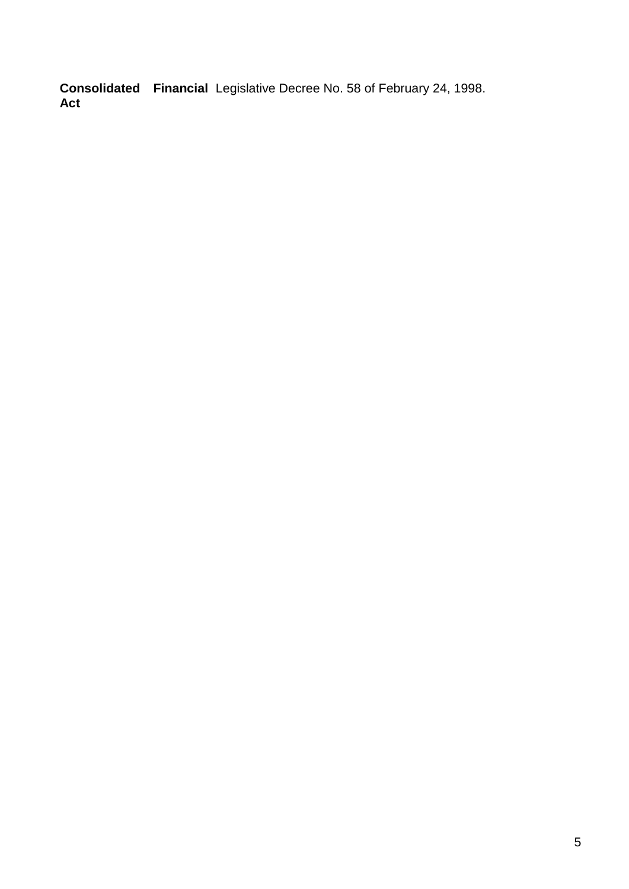| | |
|---|---|
| **Consolidated Financial Act** | Legislative Decree No. 58 of February 24, 1998. |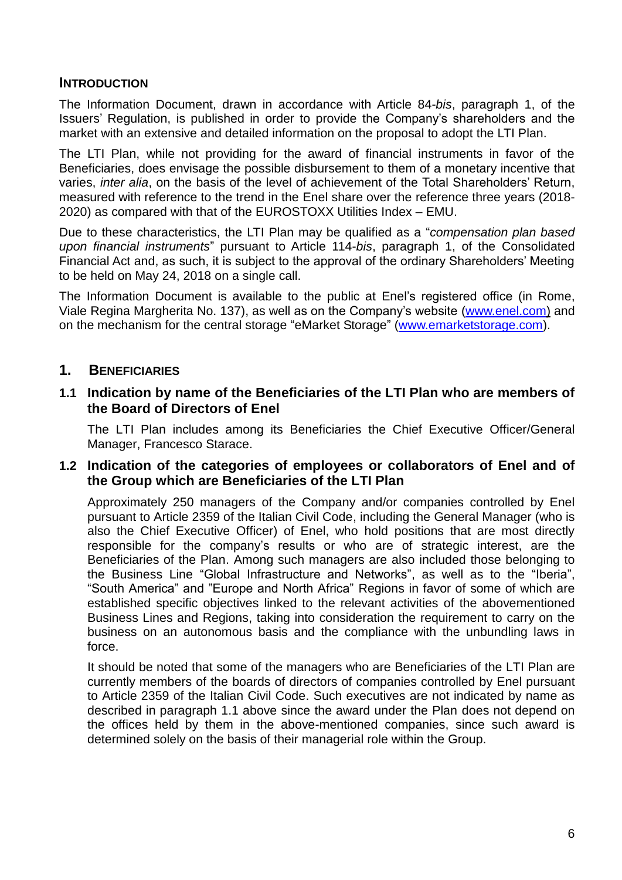## INTRODUCTION

The Information Document, drawn in accordance with Article 84-*bis*, paragraph 1, of the Issuers' Regulation, is published in order to provide the Company's shareholders and the market with an extensive and detailed information on the proposal to adopt the LTI Plan.

The LTI Plan, while not providing for the award of financial instruments in favor of the Beneficiaries, does envisage the possible disbursement to them of a monetary incentive that varies, *inter alia*, on the basis of the level of achievement of the Total Shareholders' Return, measured with reference to the trend in the Enel share over the reference three years (2018-2020) as compared with that of the EUROSTOXX Utilities Index – EMU.

Due to these characteristics, the LTI Plan may be qualified as a "*compensation plan based upon financial instruments*" pursuant to Article 114-*bis*, paragraph 1, of the Consolidated Financial Act and, as such, it is subject to the approval of the ordinary Shareholders' Meeting to be held on May 24, 2018 on a single call.

The Information Document is available to the public at Enel's registered office (in Rome, Viale Regina Margherita No. 137), as well as on the Company's website (www.enel.com) and on the mechanism for the central storage "eMarket Storage" (www.emarketstorage.com).

## 1. BENEFICIARIES

### 1.1 Indication by name of the Beneficiaries of the LTI Plan who are members of the Board of Directors of Enel

The LTI Plan includes among its Beneficiaries the Chief Executive Officer/General Manager, Francesco Starace.

### 1.2 Indication of the categories of employees or collaborators of Enel and of the Group which are Beneficiaries of the LTI Plan

Approximately 250 managers of the Company and/or companies controlled by Enel pursuant to Article 2359 of the Italian Civil Code, including the General Manager (who is also the Chief Executive Officer) of Enel, who hold positions that are most directly responsible for the company's results or who are of strategic interest, are the Beneficiaries of the Plan. Among such managers are also included those belonging to the Business Line "Global Infrastructure and Networks", as well as to the "Iberia", "South America" and "Europe and North Africa" Regions in favor of some of which are established specific objectives linked to the relevant activities of the abovementioned Business Lines and Regions, taking into consideration the requirement to carry on the business on an autonomous basis and the compliance with the unbundling laws in force.

It should be noted that some of the managers who are Beneficiaries of the LTI Plan are currently members of the boards of directors of companies controlled by Enel pursuant to Article 2359 of the Italian Civil Code. Such executives are not indicated by name as described in paragraph 1.1 above since the award under the Plan does not depend on the offices held by them in the above-mentioned companies, since such award is determined solely on the basis of their managerial role within the Group.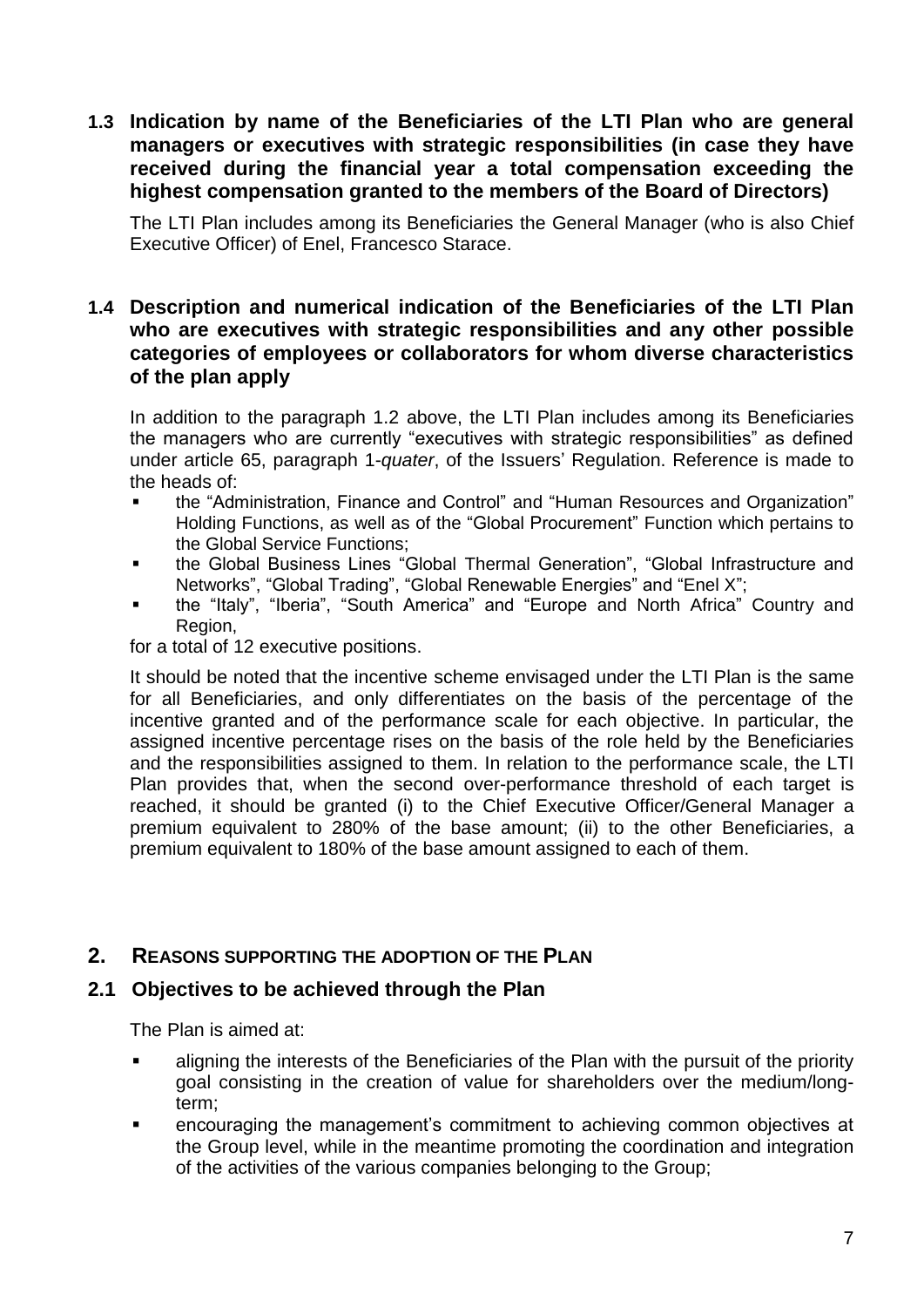### 1.3 Indication by name of the Beneficiaries of the LTI Plan who are general managers or executives with strategic responsibilities (in case they have received during the financial year a total compensation exceeding the highest compensation granted to the members of the Board of Directors)

The LTI Plan includes among its Beneficiaries the General Manager (who is also Chief Executive Officer) of Enel, Francesco Starace.

### 1.4 Description and numerical indication of the Beneficiaries of the LTI Plan who are executives with strategic responsibilities and any other possible categories of employees or collaborators for whom diverse characteristics of the plan apply

In addition to the paragraph 1.2 above, the LTI Plan includes among its Beneficiaries the managers who are currently "executives with strategic responsibilities" as defined under article 65, paragraph 1-*quater*, of the Issuers' Regulation. Reference is made to the heads of:

- the "Administration, Finance and Control" and "Human Resources and Organization" Holding Functions, as well as of the "Global Procurement" Function which pertains to the Global Service Functions;
- the Global Business Lines "Global Thermal Generation", "Global Infrastructure and Networks", "Global Trading", "Global Renewable Energies" and "Enel X";
- the "Italy", "Iberia", "South America" and "Europe and North Africa" Country and Region,

for a total of 12 executive positions.

It should be noted that the incentive scheme envisaged under the LTI Plan is the same for all Beneficiaries, and only differentiates on the basis of the percentage of the incentive granted and of the performance scale for each objective. In particular, the assigned incentive percentage rises on the basis of the role held by the Beneficiaries and the responsibilities assigned to them. In relation to the performance scale, the LTI Plan provides that, when the second over-performance threshold of each target is reached, it should be granted (i) to the Chief Executive Officer/General Manager a premium equivalent to 280% of the base amount; (ii) to the other Beneficiaries, a premium equivalent to 180% of the base amount assigned to each of them.

## 2. REASONS SUPPORTING THE ADOPTION OF THE PLAN

### 2.1 Objectives to be achieved through the Plan

The Plan is aimed at:

- aligning the interests of the Beneficiaries of the Plan with the pursuit of the priority goal consisting in the creation of value for shareholders over the medium/long-term;
- encouraging the management's commitment to achieving common objectives at the Group level, while in the meantime promoting the coordination and integration of the activities of the various companies belonging to the Group;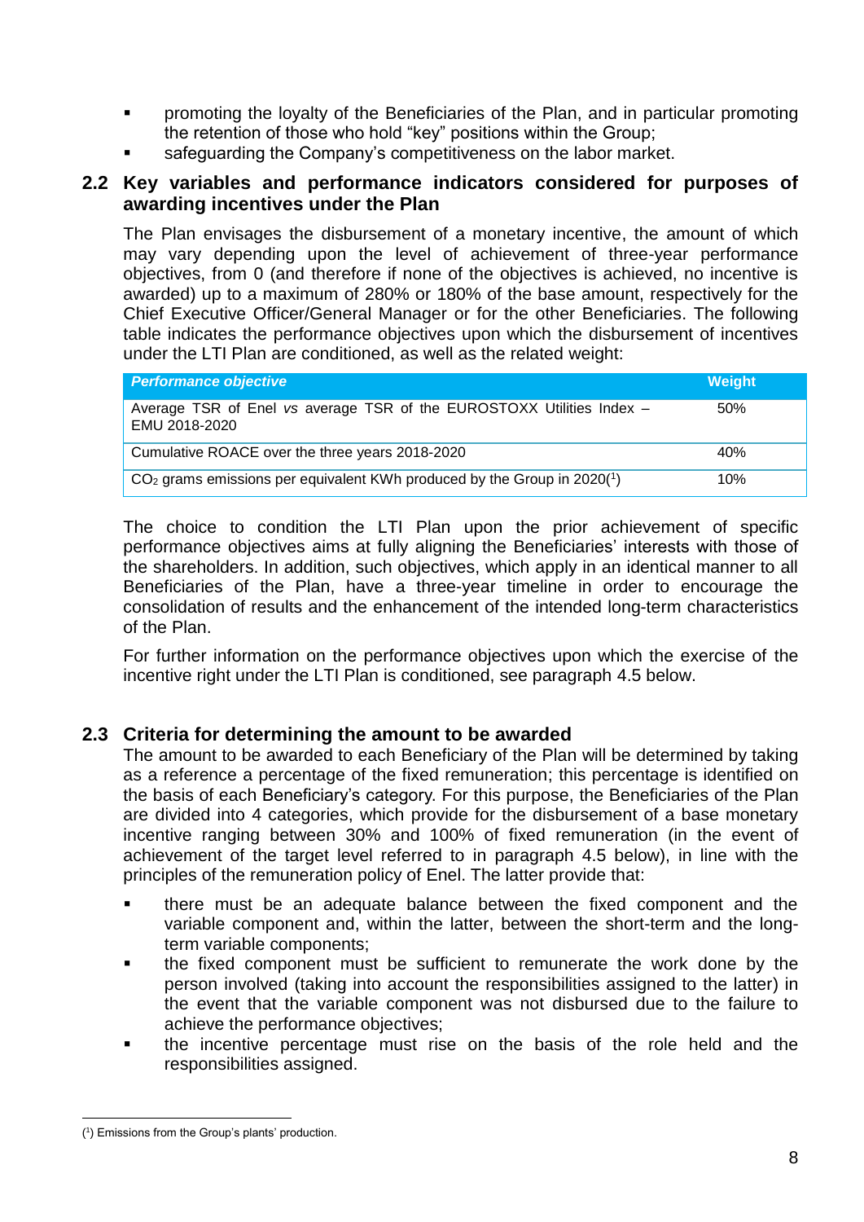- promoting the loyalty of the Beneficiaries of the Plan, and in particular promoting the retention of those who hold “key” positions within the Group;
- safeguarding the Company’s competitiveness on the labor market.

## 2.2 Key variables and performance indicators considered for purposes of awarding incentives under the Plan

The Plan envisages the disbursement of a monetary incentive, the amount of which may vary depending upon the level of achievement of three-year performance objectives, from 0 (and therefore if none of the objectives is achieved, no incentive is awarded) up to a maximum of 280% or 180% of the base amount, respectively for the Chief Executive Officer/General Manager or for the other Beneficiaries. The following table indicates the performance objectives upon which the disbursement of incentives under the LTI Plan are conditioned, as well as the related weight:

| *Performance objective* | Weight |
| --- | --- |
| Average TSR of Enel *vs* average TSR of the EUROSTOXX Utilities Index – EMU 2018-2020 | 50% |
| Cumulative ROACE over the three years 2018-2020 | 40% |
| $CO_2$ grams emissions per equivalent KWh produced by the Group in 2020[1] | 10% |

The choice to condition the LTI Plan upon the prior achievement of specific performance objectives aims at fully aligning the Beneficiaries’ interests with those of the shareholders. In addition, such objectives, which apply in an identical manner to all Beneficiaries of the Plan, have a three-year timeline in order to encourage the consolidation of results and the enhancement of the intended long-term characteristics of the Plan.

For further information on the performance objectives upon which the exercise of the incentive right under the LTI Plan is conditioned, see paragraph 4.5 below.

## 2.3 Criteria for determining the amount to be awarded

The amount to be awarded to each Beneficiary of the Plan will be determined by taking as a reference a percentage of the fixed remuneration; this percentage is identified on the basis of each Beneficiary’s category. For this purpose, the Beneficiaries of the Plan are divided into 4 categories, which provide for the disbursement of a base monetary incentive ranging between 30% and 100% of fixed remuneration (in the event of achievement of the target level referred to in paragraph 4.5 below), in line with the principles of the remuneration policy of Enel. The latter provide that:

- there must be an adequate balance between the fixed component and the variable component and, within the latter, between the short-term and the long-term variable components;
- the fixed component must be sufficient to remunerate the work done by the person involved (taking into account the responsibilities assigned to the latter) in the event that the variable component was not disbursed due to the failure to achieve the performance objectives;
- the incentive percentage must rise on the basis of the role held and the responsibilities assigned.

---

(1) Emissions from the Group’s plants’ production.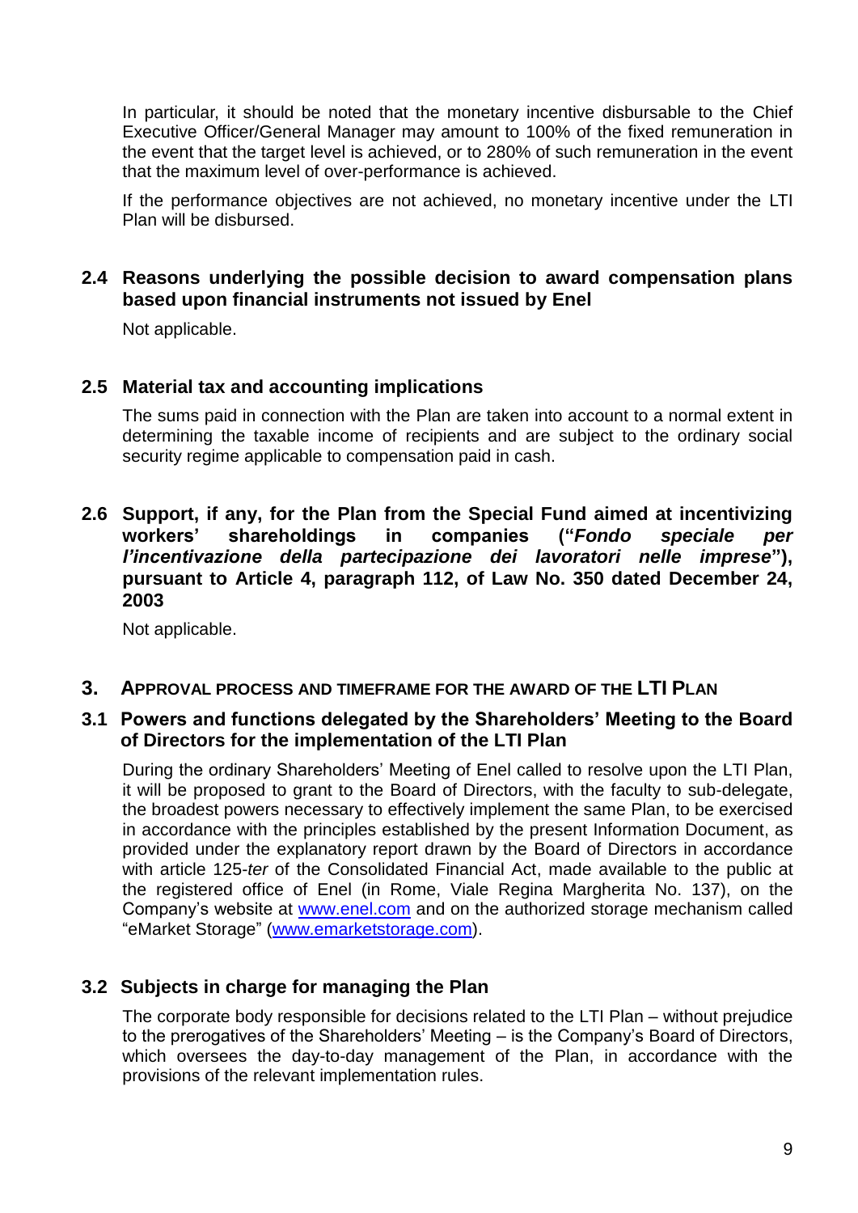In particular, it should be noted that the monetary incentive disbursable to the Chief Executive Officer/General Manager may amount to 100% of the fixed remuneration in the event that the target level is achieved, or to 280% of such remuneration in the event that the maximum level of over-performance is achieved.

If the performance objectives are not achieved, no monetary incentive under the LTI Plan will be disbursed.

### 2.4 Reasons underlying the possible decision to award compensation plans based upon financial instruments not issued by Enel

Not applicable.

### 2.5 Material tax and accounting implications

The sums paid in connection with the Plan are taken into account to a normal extent in determining the taxable income of recipients and are subject to the ordinary social security regime applicable to compensation paid in cash.

### 2.6 Support, if any, for the Plan from the Special Fund aimed at incentivizing workers' shareholdings in companies ("*Fondo speciale per l'incentivazione della partecipazione dei lavoratori nelle imprese*"), pursuant to Article 4, paragraph 112, of Law No. 350 dated December 24, 2003

Not applicable.

## 3. APPROVAL PROCESS AND TIMEFRAME FOR THE AWARD OF THE LTI PLAN

### 3.1 Powers and functions delegated by the Shareholders' Meeting to the Board of Directors for the implementation of the LTI Plan

During the ordinary Shareholders' Meeting of Enel called to resolve upon the LTI Plan, it will be proposed to grant to the Board of Directors, with the faculty to sub-delegate, the broadest powers necessary to effectively implement the same Plan, to be exercised in accordance with the principles established by the present Information Document, as provided under the explanatory report drawn by the Board of Directors in accordance with article 125-*ter* of the Consolidated Financial Act, made available to the public at the registered office of Enel (in Rome, Viale Regina Margherita No. 137), on the Company's website at www.enel.com and on the authorized storage mechanism called "eMarket Storage" (www.emarketstorage.com).

### 3.2 Subjects in charge for managing the Plan

The corporate body responsible for decisions related to the LTI Plan – without prejudice to the prerogatives of the Shareholders' Meeting – is the Company's Board of Directors, which oversees the day-to-day management of the Plan, in accordance with the provisions of the relevant implementation rules.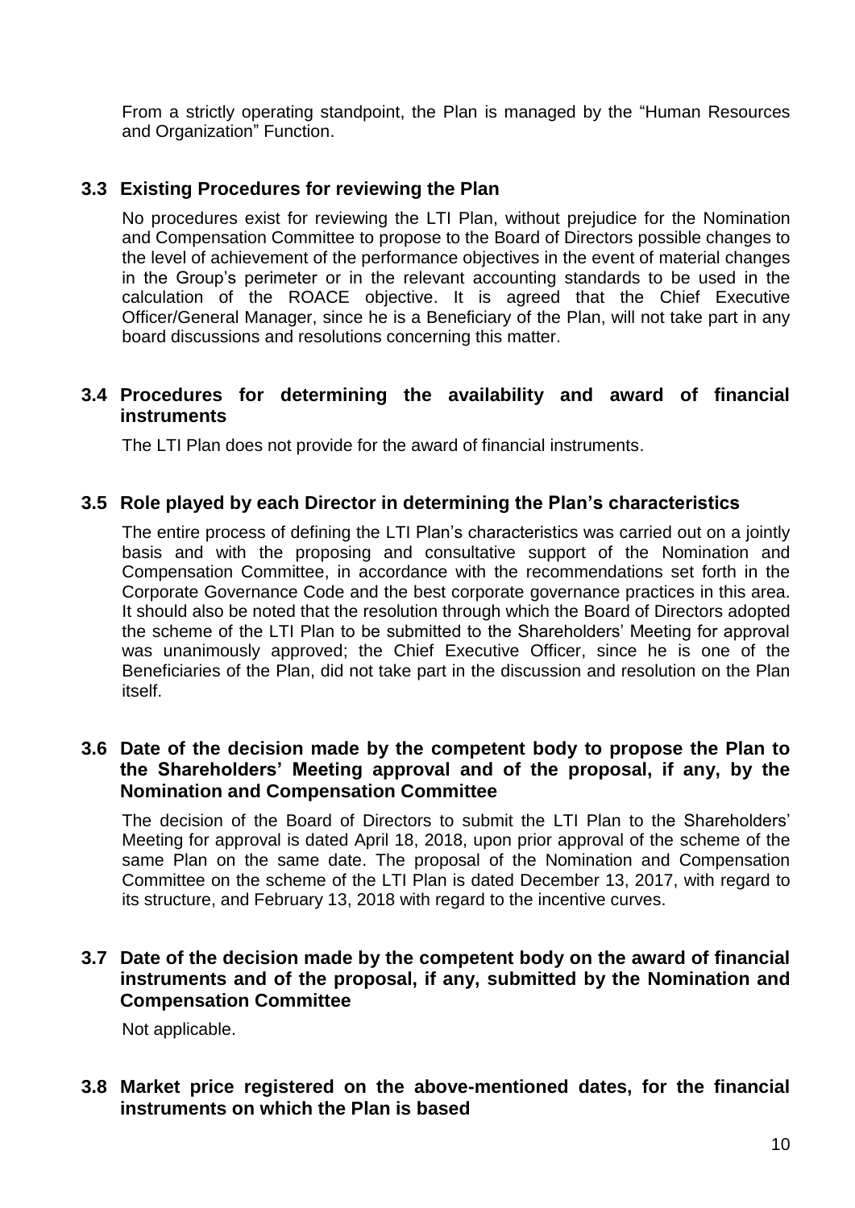From a strictly operating standpoint, the Plan is managed by the "Human Resources and Organization" Function.

### 3.3 Existing Procedures for reviewing the Plan

No procedures exist for reviewing the LTI Plan, without prejudice for the Nomination and Compensation Committee to propose to the Board of Directors possible changes to the level of achievement of the performance objectives in the event of material changes in the Group's perimeter or in the relevant accounting standards to be used in the calculation of the ROACE objective. It is agreed that the Chief Executive Officer/General Manager, since he is a Beneficiary of the Plan, will not take part in any board discussions and resolutions concerning this matter.

### 3.4 Procedures for determining the availability and award of financial instruments

The LTI Plan does not provide for the award of financial instruments.

### 3.5 Role played by each Director in determining the Plan's characteristics

The entire process of defining the LTI Plan's characteristics was carried out on a jointly basis and with the proposing and consultative support of the Nomination and Compensation Committee, in accordance with the recommendations set forth in the Corporate Governance Code and the best corporate governance practices in this area. It should also be noted that the resolution through which the Board of Directors adopted the scheme of the LTI Plan to be submitted to the Shareholders' Meeting for approval was unanimously approved; the Chief Executive Officer, since he is one of the Beneficiaries of the Plan, did not take part in the discussion and resolution on the Plan itself.

### 3.6 Date of the decision made by the competent body to propose the Plan to the Shareholders' Meeting approval and of the proposal, if any, by the Nomination and Compensation Committee

The decision of the Board of Directors to submit the LTI Plan to the Shareholders' Meeting for approval is dated April 18, 2018, upon prior approval of the scheme of the same Plan on the same date. The proposal of the Nomination and Compensation Committee on the scheme of the LTI Plan is dated December 13, 2017, with regard to its structure, and February 13, 2018 with regard to the incentive curves.

### 3.7 Date of the decision made by the competent body on the award of financial instruments and of the proposal, if any, submitted by the Nomination and Compensation Committee

Not applicable.

### 3.8 Market price registered on the above-mentioned dates, for the financial instruments on which the Plan is based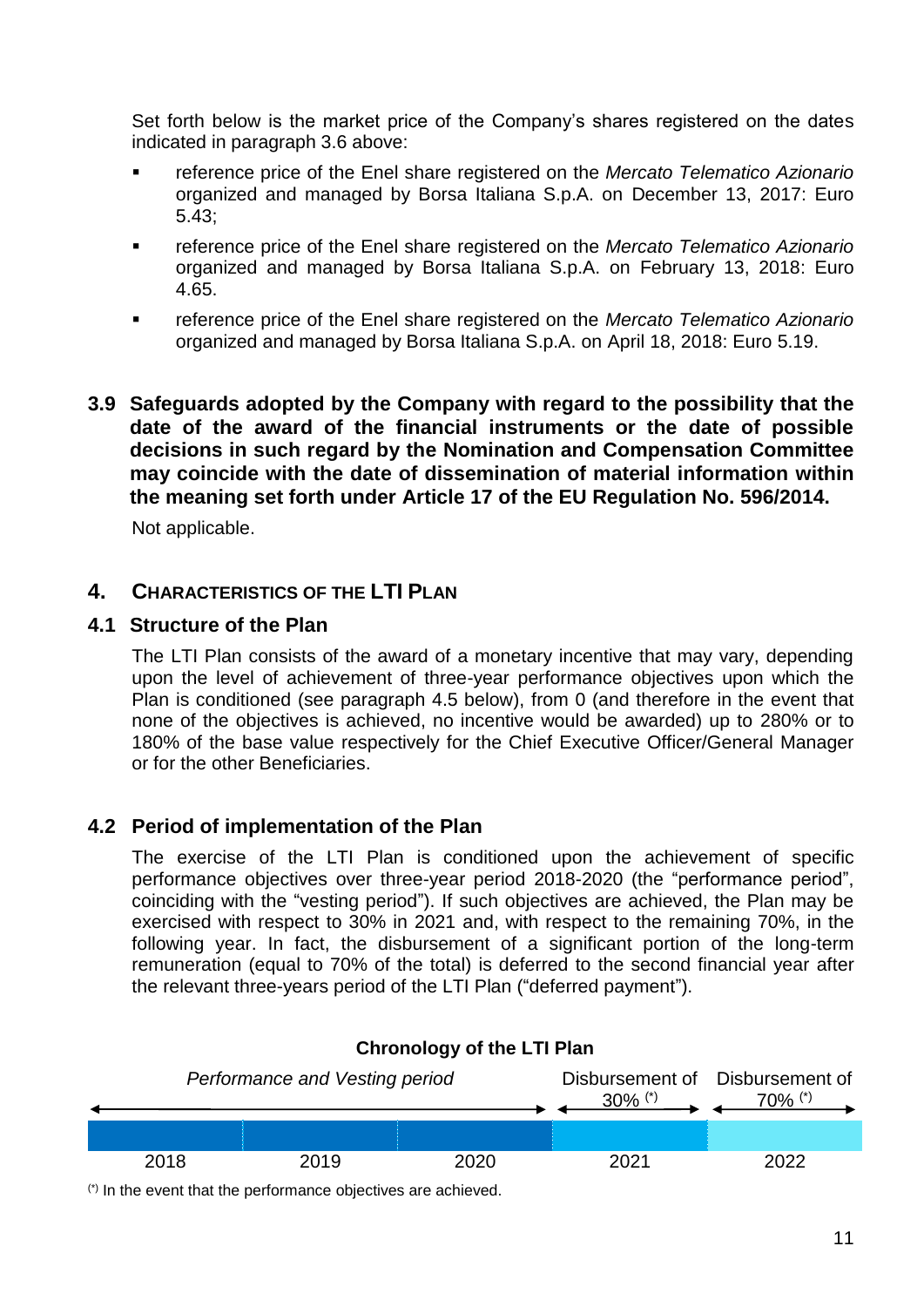Set forth below is the market price of the Company's shares registered on the dates indicated in paragraph 3.6 above:

- reference price of the Enel share registered on the *Mercato Telematico Azionario* organized and managed by Borsa Italiana S.p.A. on December 13, 2017: Euro 5.43;
- reference price of the Enel share registered on the *Mercato Telematico Azionario* organized and managed by Borsa Italiana S.p.A. on February 13, 2018: Euro 4.65.
- reference price of the Enel share registered on the *Mercato Telematico Azionario* organized and managed by Borsa Italiana S.p.A. on April 18, 2018: Euro 5.19.

### 3.9 Safeguards adopted by the Company with regard to the possibility that the date of the award of the financial instruments or the date of possible decisions in such regard by the Nomination and Compensation Committee may coincide with the date of dissemination of material information within the meaning set forth under Article 17 of the EU Regulation No. 596/2014.

Not applicable.

## 4. CHARACTERISTICS OF THE LTI PLAN

### 4.1 Structure of the Plan

The LTI Plan consists of the award of a monetary incentive that may vary, depending upon the level of achievement of three-year performance objectives upon which the Plan is conditioned (see paragraph 4.5 below), from 0 (and therefore in the event that none of the objectives is achieved, no incentive would be awarded) up to 280% or to 180% of the base value respectively for the Chief Executive Officer/General Manager or for the other Beneficiaries.

### 4.2 Period of implementation of the Plan

The exercise of the LTI Plan is conditioned upon the achievement of specific performance objectives over three-year period 2018-2020 (the "performance period", coinciding with the "vesting period"). If such objectives are achieved, the Plan may be exercised with respect to 30% in 2021 and, with respect to the remaining 70%, in the following year. In fact, the disbursement of a significant portion of the long-term remuneration (equal to 70% of the total) is deferred to the second financial year after the relevant three-years period of the LTI Plan ("deferred payment").

**Chronology of the LTI Plan**

| *Performance and Vesting period* | | | Disbursement of 30% (*) | Disbursement of 70% (*) |
|---|---|---|---|---|
| 2018 | 2019 | 2020 | 2021 | 2022 |

(*) In the event that the performance objectives are achieved.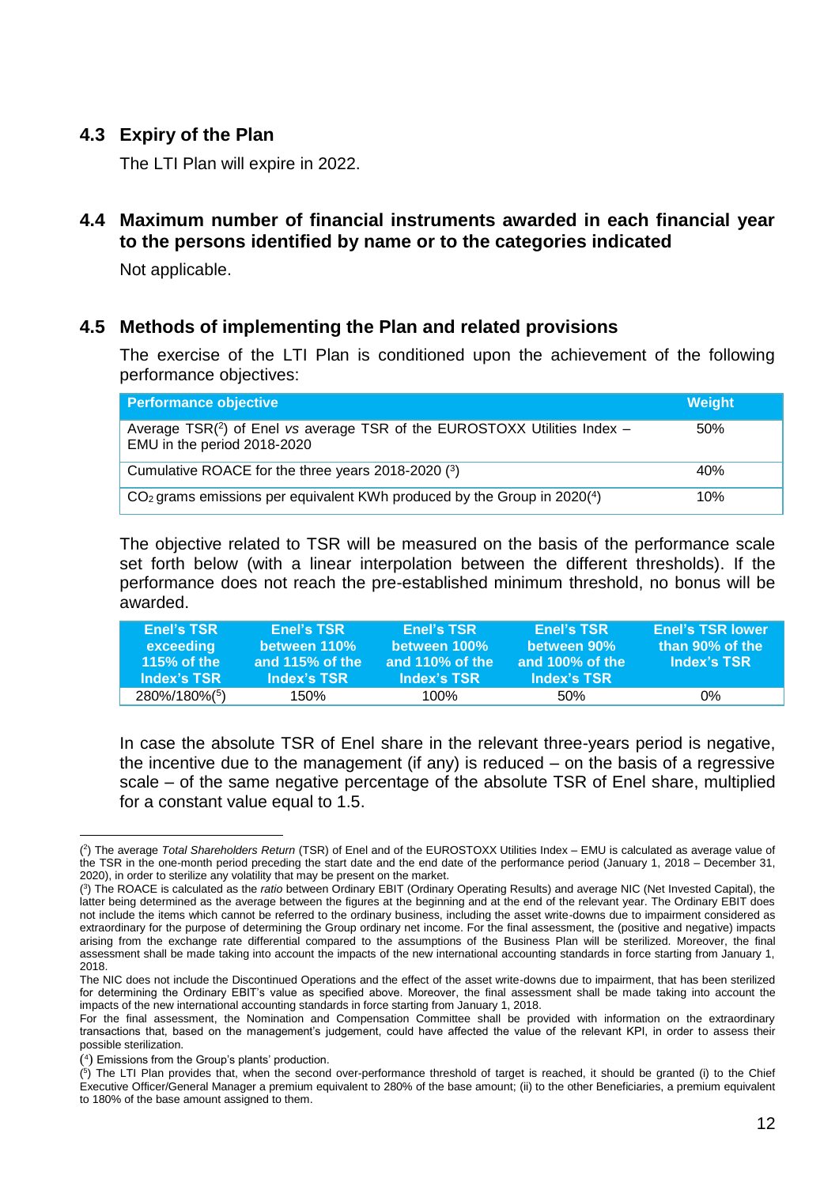## 4.3 Expiry of the Plan

The LTI Plan will expire in 2022.

## 4.4 Maximum number of financial instruments awarded in each financial year to the persons identified by name or to the categories indicated

Not applicable.

## 4.5 Methods of implementing the Plan and related provisions

The exercise of the LTI Plan is conditioned upon the achievement of the following performance objectives:

| Performance objective | Weight |
| --- | --- |
| Average TSR(2) of Enel *vs* average TSR of the EUROSTOXX Utilities Index – EMU in the period 2018-2020 | 50% |
| Cumulative ROACE for the three years 2018-2020 (3) | 40% |
| $CO_2$ grams emissions per equivalent KWh produced by the Group in 2020(4) | 10% |

The objective related to TSR will be measured on the basis of the performance scale set forth below (with a linear interpolation between the different thresholds). If the performance does not reach the pre-established minimum threshold, no bonus will be awarded.

| Enel's TSR exceeding 115% of the Index's TSR | Enel's TSR between 110% and 115% of the Index's TSR | Enel's TSR between 100% and 110% of the Index's TSR | Enel's TSR between 90% and 100% of the Index's TSR | Enel's TSR lower than 90% of the Index's TSR |
| --- | --- | --- | --- | --- |
| 280%/180%(5) | 150% | 100% | 50% | 0% |

In case the absolute TSR of Enel share in the relevant three-years period is negative, the incentive due to the management (if any) is reduced – on the basis of a regressive scale – of the same negative percentage of the absolute TSR of Enel share, multiplied for a constant value equal to 1.5.

---

(2) The average *Total Shareholders Return* (TSR) of Enel and of the EUROSTOXX Utilities Index – EMU is calculated as average value of the TSR in the one-month period preceding the start date and the end date of the performance period (January 1, 2018 – December 31, 2020), in order to sterilize any volatility that may be present on the market.

(3) The ROACE is calculated as the *ratio* between Ordinary EBIT (Ordinary Operating Results) and average NIC (Net Invested Capital), the latter being determined as the average between the figures at the beginning and at the end of the relevant year. The Ordinary EBIT does not include the items which cannot be referred to the ordinary business, including the asset write-downs due to impairment considered as extraordinary for the purpose of determining the Group ordinary net income. For the final assessment, the (positive and negative) impacts arising from the exchange rate differential compared to the assumptions of the Business Plan will be sterilized. Moreover, the final assessment shall be made taking into account the impacts of the new international accounting standards in force starting from January 1, 2018.

The NIC does not include the Discontinued Operations and the effect of the asset write-downs due to impairment, that has been sterilized for determining the Ordinary EBIT's value as specified above. Moreover, the final assessment shall be made taking into account the impacts of the new international accounting standards in force starting from January 1, 2018.

For the final assessment, the Nomination and Compensation Committee shall be provided with information on the extraordinary transactions that, based on the management's judgement, could have affected the value of the relevant KPI, in order to assess their possible sterilization.

(4) Emissions from the Group's plants' production.

(5) The LTI Plan provides that, when the second over-performance threshold of target is reached, it should be granted (i) to the Chief Executive Officer/General Manager a premium equivalent to 280% of the base amount; (ii) to the other Beneficiaries, a premium equivalent to 180% of the base amount assigned to them.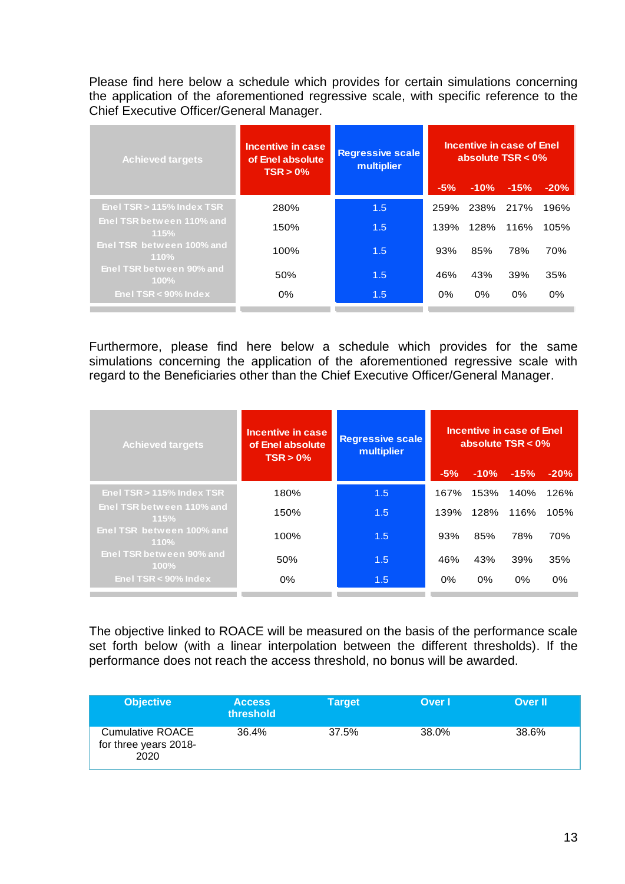Please find here below a schedule which provides for certain simulations concerning the application of the aforementioned regressive scale, with specific reference to the Chief Executive Officer/General Manager.

| Achieved targets | Incentive in case of Enel absolute TSR > 0% | Regressive scale multiplier | Incentive in case of Enel absolute TSR < 0% | | | |
|---|---|---|---|---|---|---|
| | | | -5% | -10% | -15% | -20% |
| Enel TSR > 115% Index TSR | 280% | 1.5 | 259% | 238% | 217% | 196% |
| Enel TSR between 110% and 115% | 150% | 1.5 | 139% | 128% | 116% | 105% |
| Enel TSR between 100% and 110% | 100% | 1.5 | 93% | 85% | 78% | 70% |
| Enel TSR between 90% and 100% | 50% | 1.5 | 46% | 43% | 39% | 35% |
| Enel TSR < 90% Index | 0% | 1.5 | 0% | 0% | 0% | 0% |

Furthermore, please find here below a schedule which provides for the same simulations concerning the application of the aforementioned regressive scale with regard to the Beneficiaries other than the Chief Executive Officer/General Manager.

| Achieved targets | Incentive in case of Enel absolute TSR > 0% | Regressive scale multiplier | Incentive in case of Enel absolute TSR < 0% | | | |
|---|---|---|---|---|---|---|
| | | | -5% | -10% | -15% | -20% |
| Enel TSR > 115% Index TSR | 180% | 1.5 | 167% | 153% | 140% | 126% |
| Enel TSR between 110% and 115% | 150% | 1.5 | 139% | 128% | 116% | 105% |
| Enel TSR between 100% and 110% | 100% | 1.5 | 93% | 85% | 78% | 70% |
| Enel TSR between 90% and 100% | 50% | 1.5 | 46% | 43% | 39% | 35% |
| Enel TSR < 90% Index | 0% | 1.5 | 0% | 0% | 0% | 0% |

The objective linked to ROACE will be measured on the basis of the performance scale set forth below (with a linear interpolation between the different thresholds). If the performance does not reach the access threshold, no bonus will be awarded.

| Objective | Access threshold | Target | Over I | Over II |
|---|---|---|---|---|
| Cumulative ROACE for three years 2018-2020 | 36.4% | 37.5% | 38.0% | 38.6% |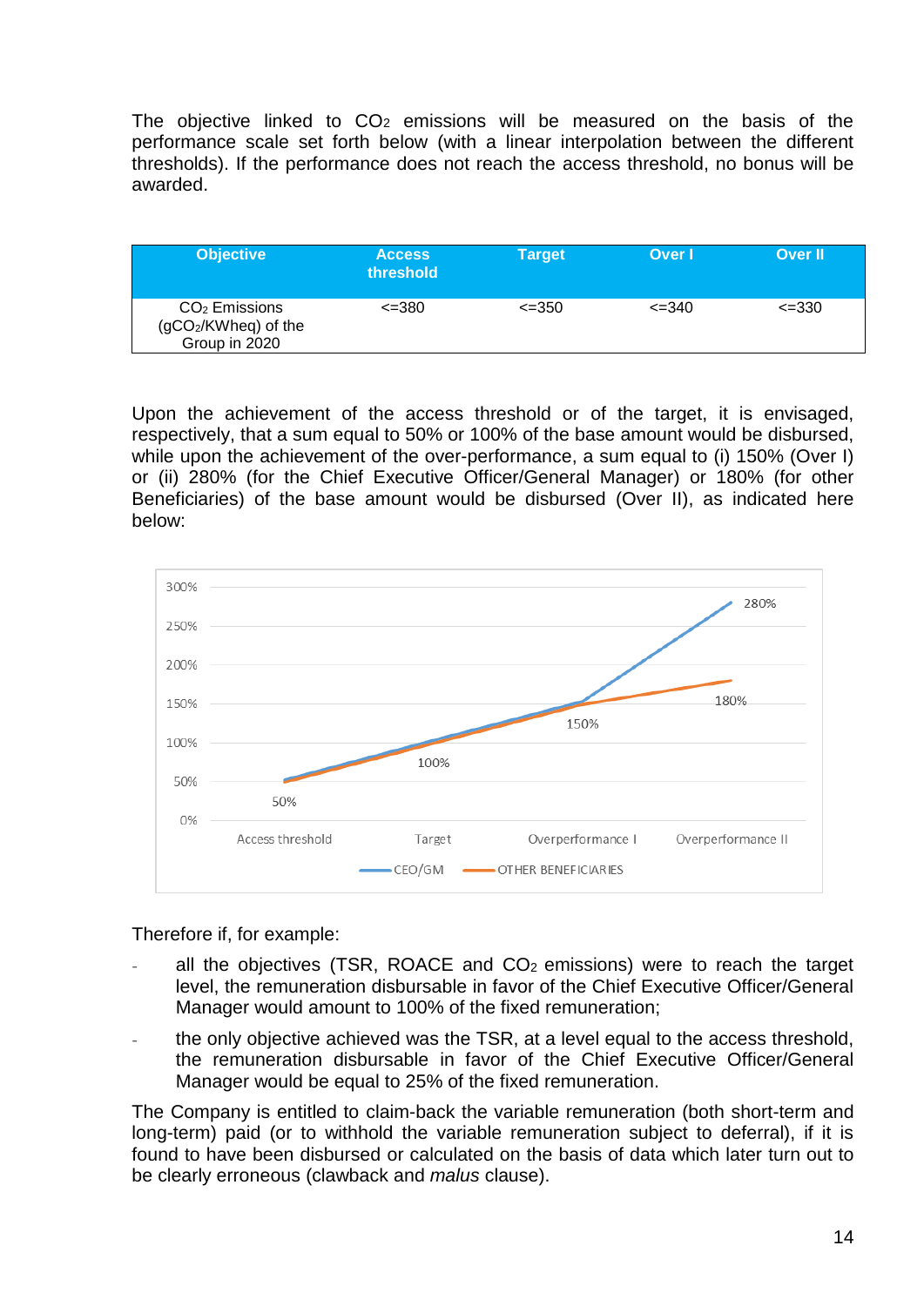The objective linked to $CO_2$ emissions will be measured on the basis of the performance scale set forth below (with a linear interpolation between the different thresholds). If the performance does not reach the access threshold, no bonus will be awarded.

| Objective | Access threshold | Target | Over I | Over II |
|---|---|---|---|---|
| $CO_2$ Emissions ($gCO_2$/KWheq) of the Group in 2020 | <=380 | <=350 | <=340 | <=330 |

Upon the achievement of the access threshold or of the target, it is envisaged, respectively, that a sum equal to 50% or 100% of the base amount would be disbursed, while upon the achievement of the over-performance, a sum equal to (i) 150% (Over I) or (ii) 280% (for the Chief Executive Officer/General Manager) or 180% (for other Beneficiaries) of the base amount would be disbursed (Over II), as indicated here below:

Therefore if, for example:

- all the objectives (TSR, ROACE and $CO_2$ emissions) were to reach the target level, the remuneration disbursable in favor of the Chief Executive Officer/General Manager would amount to 100% of the fixed remuneration;
- the only objective achieved was the TSR, at a level equal to the access threshold, the remuneration disbursable in favor of the Chief Executive Officer/General Manager would be equal to 25% of the fixed remuneration.

The Company is entitled to claim-back the variable remuneration (both short-term and long-term) paid (or to withhold the variable remuneration subject to deferral), if it is found to have been disbursed or calculated on the basis of data which later turn out to be clearly erroneous (clawback and *malus* clause).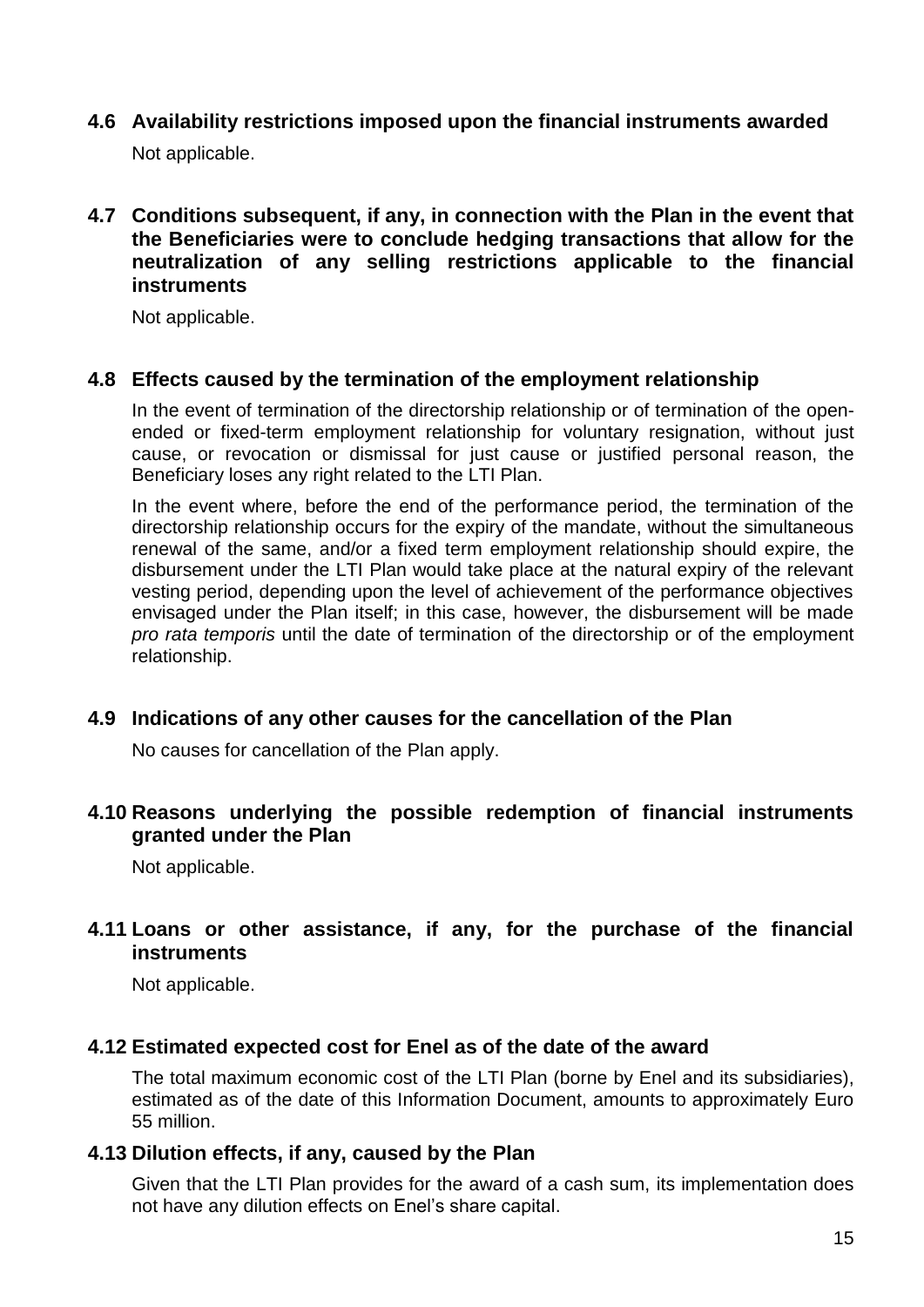### 4.6 Availability restrictions imposed upon the financial instruments awarded

Not applicable.

### 4.7 Conditions subsequent, if any, in connection with the Plan in the event that the Beneficiaries were to conclude hedging transactions that allow for the neutralization of any selling restrictions applicable to the financial instruments

Not applicable.

### 4.8 Effects caused by the termination of the employment relationship

In the event of termination of the directorship relationship or of termination of the open-ended or fixed-term employment relationship for voluntary resignation, without just cause, or revocation or dismissal for just cause or justified personal reason, the Beneficiary loses any right related to the LTI Plan.

In the event where, before the end of the performance period, the termination of the directorship relationship occurs for the expiry of the mandate, without the simultaneous renewal of the same, and/or a fixed term employment relationship should expire, the disbursement under the LTI Plan would take place at the natural expiry of the relevant vesting period, depending upon the level of achievement of the performance objectives envisaged under the Plan itself; in this case, however, the disbursement will be made *pro rata temporis* until the date of termination of the directorship or of the employment relationship.

### 4.9 Indications of any other causes for the cancellation of the Plan

No causes for cancellation of the Plan apply.

### 4.10 Reasons underlying the possible redemption of financial instruments granted under the Plan

Not applicable.

### 4.11 Loans or other assistance, if any, for the purchase of the financial instruments

Not applicable.

### 4.12 Estimated expected cost for Enel as of the date of the award

The total maximum economic cost of the LTI Plan (borne by Enel and its subsidiaries), estimated as of the date of this Information Document, amounts to approximately Euro 55 million.

### 4.13 Dilution effects, if any, caused by the Plan

Given that the LTI Plan provides for the award of a cash sum, its implementation does not have any dilution effects on Enel's share capital.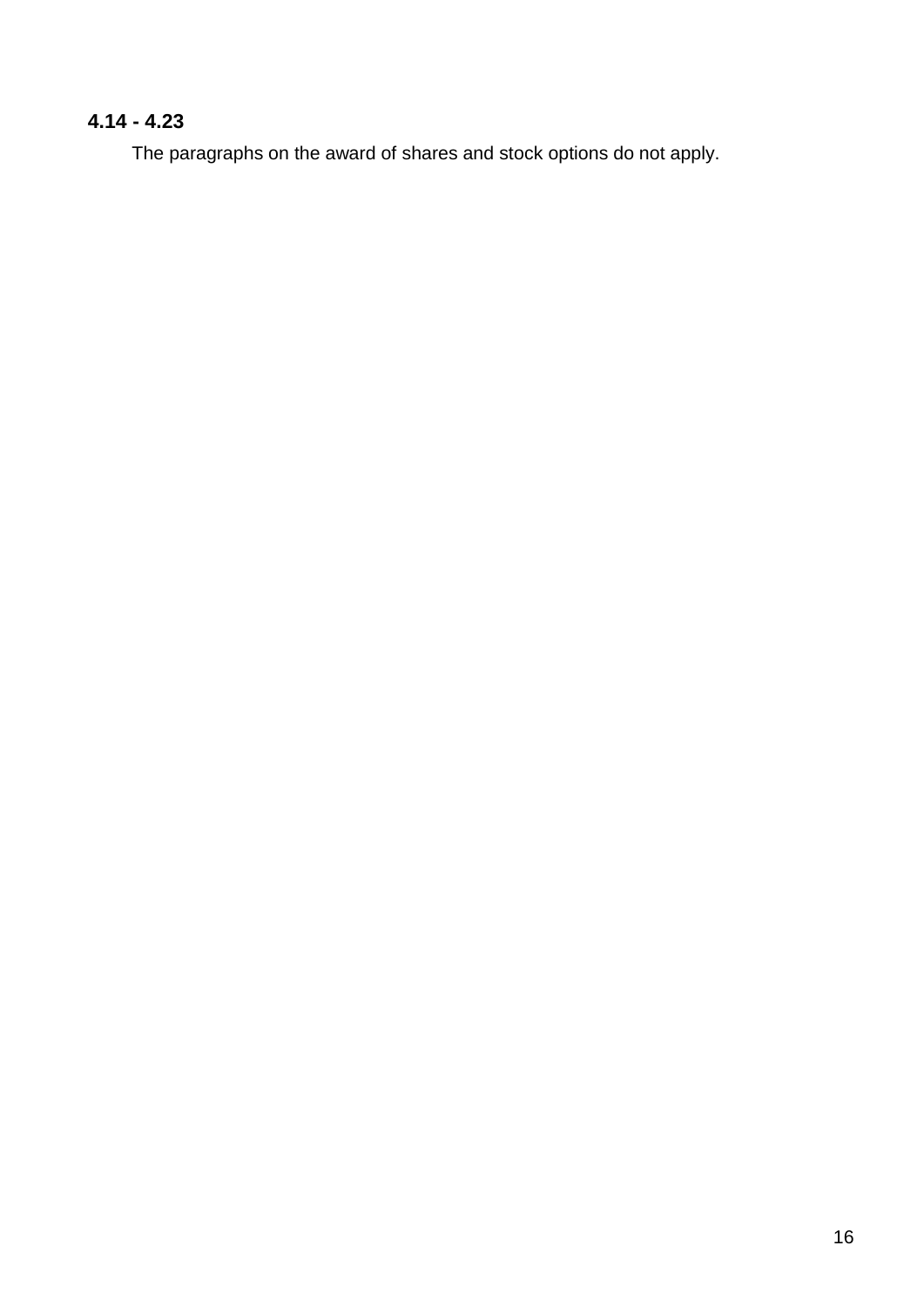**4.14 - 4.23**

The paragraphs on the award of shares and stock options do not apply.